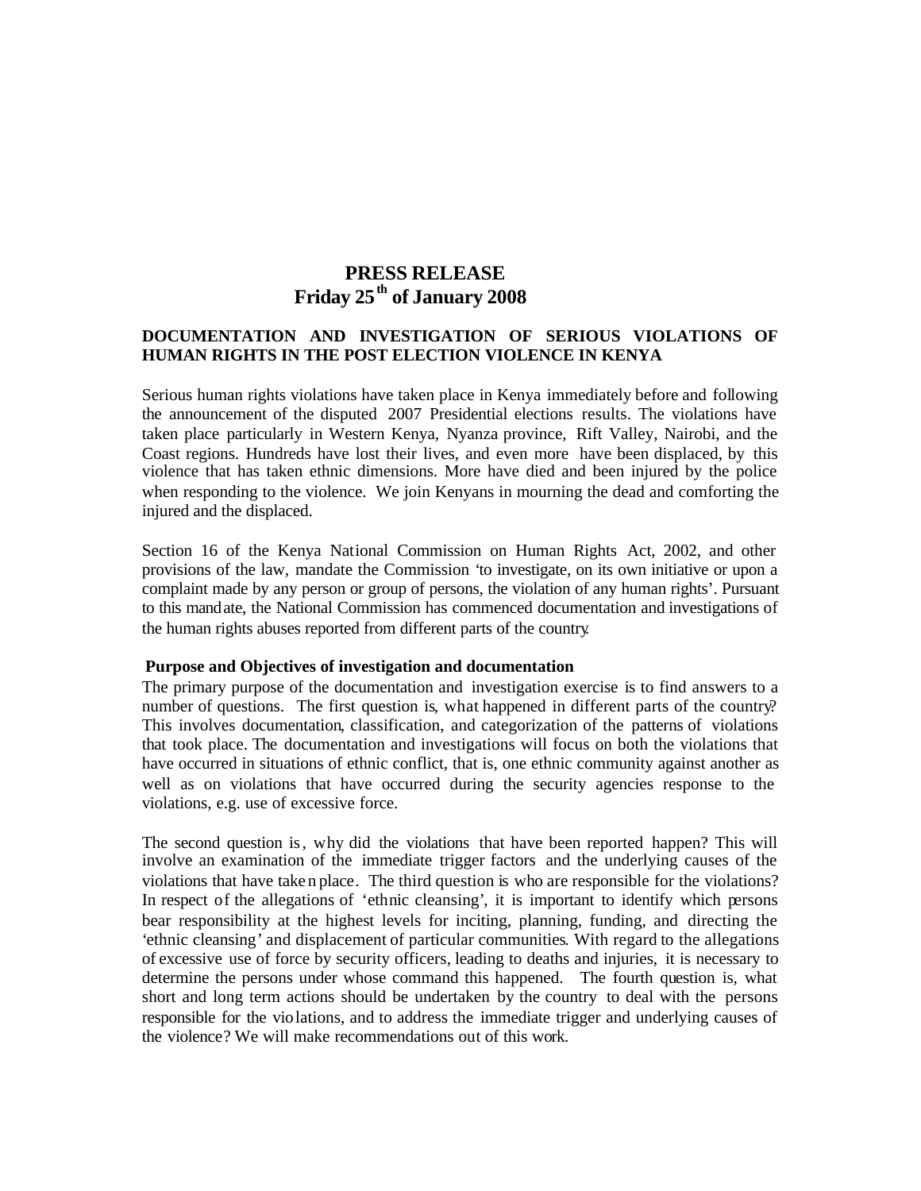# PRESS RELEASE
## Friday 25th of January 2008

**DOCUMENTATION AND INVESTIGATION OF SERIOUS VIOLATIONS OF HUMAN RIGHTS IN THE POST ELECTION VIOLENCE IN KENYA**

Serious human rights violations have taken place in Kenya immediately before and following the announcement of the disputed 2007 Presidential elections results. The violations have taken place particularly in Western Kenya, Nyanza province, Rift Valley, Nairobi, and the Coast regions. Hundreds have lost their lives, and even more have been displaced, by this violence that has taken ethnic dimensions. More have died and been injured by the police when responding to the violence. We join Kenyans in mourning the dead and comforting the injured and the displaced.

Section 16 of the Kenya National Commission on Human Rights Act, 2002, and other provisions of the law, mandate the Commission 'to investigate, on its own initiative or upon a complaint made by any person or group of persons, the violation of any human rights'. Pursuant to this mandate, the National Commission has commenced documentation and investigations of the human rights abuses reported from different parts of the country.

**Purpose and Objectives of investigation and documentation**

The primary purpose of the documentation and investigation exercise is to find answers to a number of questions. The first question is, what happened in different parts of the country? This involves documentation, classification, and categorization of the patterns of violations that took place. The documentation and investigations will focus on both the violations that have occurred in situations of ethnic conflict, that is, one ethnic community against another as well as on violations that have occurred during the security agencies response to the violations, e.g. use of excessive force.

The second question is, why did the violations that have been reported happen? This will involve an examination of the immediate trigger factors and the underlying causes of the violations that have taken place. The third question is who are responsible for the violations? In respect of the allegations of 'ethnic cleansing', it is important to identify which persons bear responsibility at the highest levels for inciting, planning, funding, and directing the 'ethnic cleansing' and displacement of particular communities. With regard to the allegations of excessive use of force by security officers, leading to deaths and injuries, it is necessary to determine the persons under whose command this happened. The fourth question is, what short and long term actions should be undertaken by the country to deal with the persons responsible for the violations, and to address the immediate trigger and underlying causes of the violence? We will make recommendations out of this work.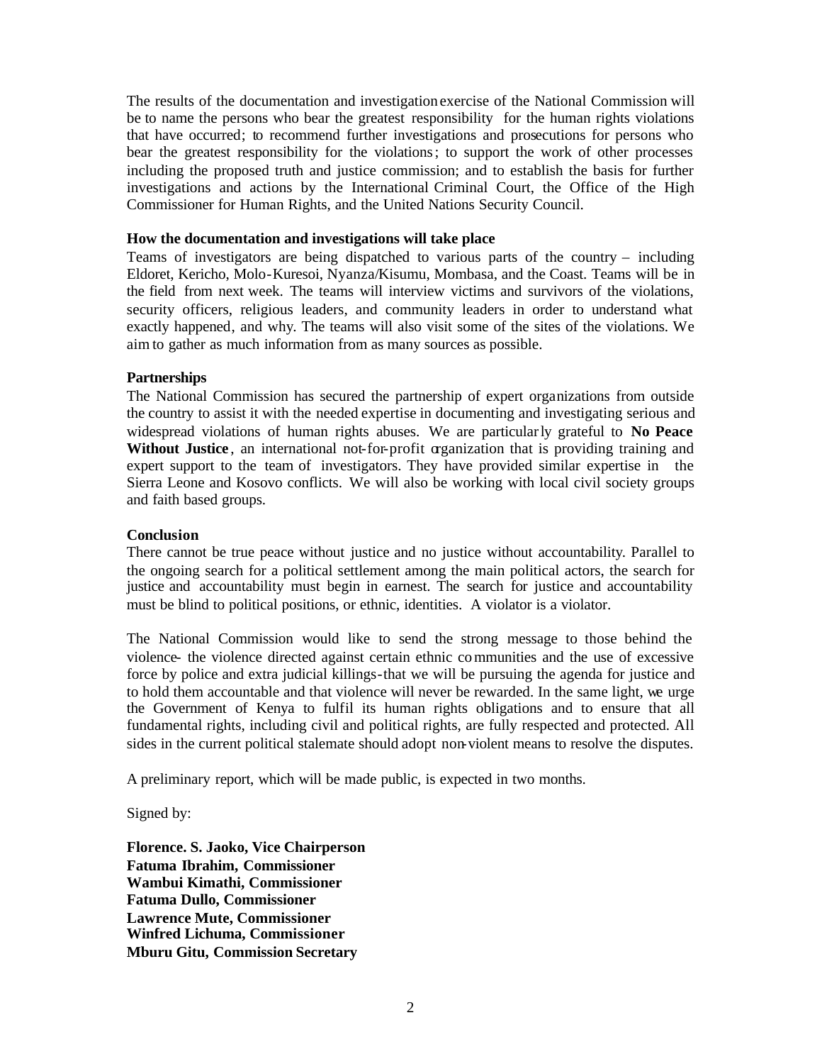The results of the documentation and investigation exercise of the National Commission will be to name the persons who bear the greatest responsibility for the human rights violations that have occurred; to recommend further investigations and prosecutions for persons who bear the greatest responsibility for the violations; to support the work of other processes including the proposed truth and justice commission; and to establish the basis for further investigations and actions by the International Criminal Court, the Office of the High Commissioner for Human Rights, and the United Nations Security Council.

**How the documentation and investigations will take place**

Teams of investigators are being dispatched to various parts of the country – including Eldoret, Kericho, Molo-Kuresoi, Nyanza/Kisumu, Mombasa, and the Coast. Teams will be in the field from next week. The teams will interview victims and survivors of the violations, security officers, religious leaders, and community leaders in order to understand what exactly happened, and why. The teams will also visit some of the sites of the violations. We aim to gather as much information from as many sources as possible.

**Partnerships**

The National Commission has secured the partnership of expert organizations from outside the country to assist it with the needed expertise in documenting and investigating serious and widespread violations of human rights abuses. We are particularly grateful to **No Peace Without Justice**, an international not-for-profit organization that is providing training and expert support to the team of investigators. They have provided similar expertise in the Sierra Leone and Kosovo conflicts. We will also be working with local civil society groups and faith based groups.

**Conclusion**

There cannot be true peace without justice and no justice without accountability. Parallel to the ongoing search for a political settlement among the main political actors, the search for justice and accountability must begin in earnest. The search for justice and accountability must be blind to political positions, or ethnic, identities. A violator is a violator.

The National Commission would like to send the strong message to those behind the violence- the violence directed against certain ethnic communities and the use of excessive force by police and extra judicial killings-that we will be pursuing the agenda for justice and to hold them accountable and that violence will never be rewarded. In the same light, we urge the Government of Kenya to fulfil its human rights obligations and to ensure that all fundamental rights, including civil and political rights, are fully respected and protected. All sides in the current political stalemate should adopt non-violent means to resolve the disputes.

A preliminary report, which will be made public, is expected in two months.

Signed by:

**Florence. S. Jaoko, Vice Chairperson**
**Fatuma Ibrahim, Commissioner**
**Wambui Kimathi, Commissioner**
**Fatuma Dullo, Commissioner**
**Lawrence Mute, Commissioner**
**Winfred Lichuma, Commissioner**
**Mburu Gitu, Commission Secretary**